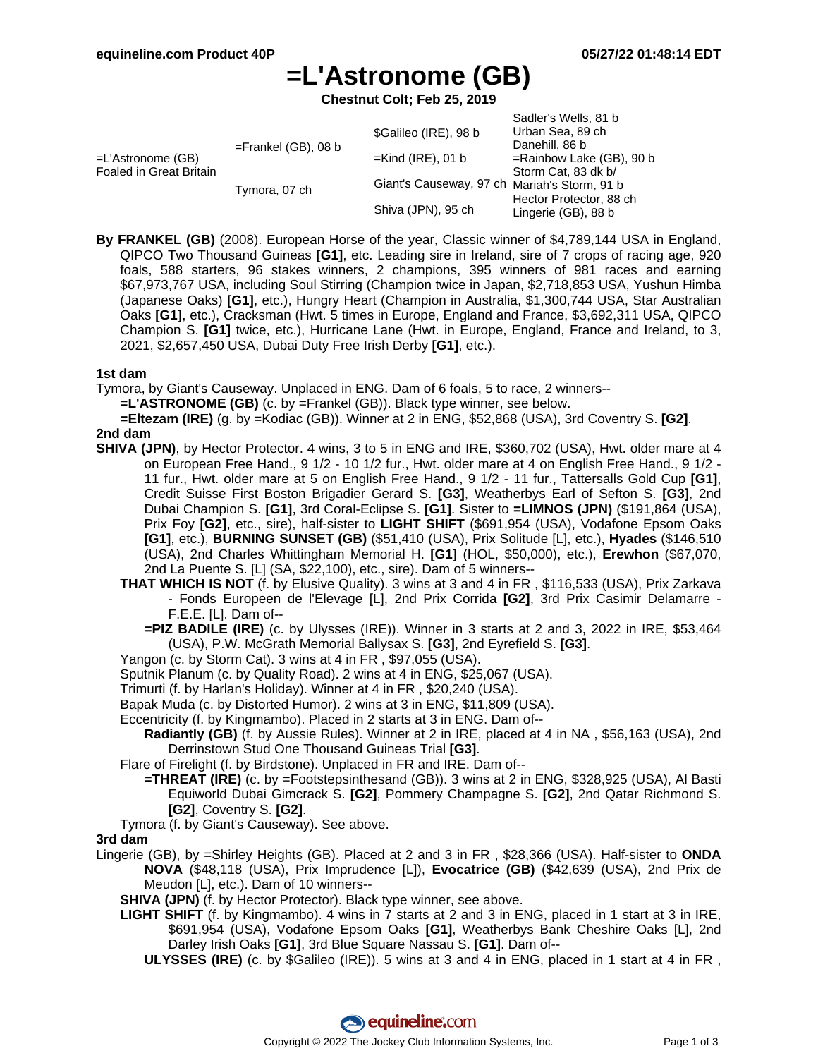# =L'Astronome (GB)

**Chestnut Colt; Feb 25, 2019**

| | | | |
|---|---|---|---|
| =L'Astronome (GB) Foaled in Great Britain | =Frankel (GB), 08 b | $Galileo (IRE), 98 b | Sadler's Wells, 81 b |
| | | | Urban Sea, 89 ch |
| | | =Kind (IRE), 01 b | Danehill, 86 b |
| | | | =Rainbow Lake (GB), 90 b |
| | Tymora, 07 ch | Giant's Causeway, 97 ch | Storm Cat, 83 dk b/ |
| | | | Mariah's Storm, 91 b |
| | | Shiva (JPN), 95 ch | Hector Protector, 88 ch |
| | | | Lingerie (GB), 88 b |

**By FRANKEL (GB)** (2008). European Horse of the year, Classic winner of $4,789,144 USA in England, QIPCO Two Thousand Guineas **[G1]**, etc. Leading sire in Ireland, sire of 7 crops of racing age, 920 foals, 588 starters, 96 stakes winners, 2 champions, 395 winners of 981 races and earning $67,973,767 USA, including Soul Stirring (Champion twice in Japan, $2,718,853 USA, Yushun Himba (Japanese Oaks) **[G1]**, etc.), Hungry Heart (Champion in Australia, $1,300,744 USA, Star Australian Oaks **[G1]**, etc.), Cracksman (Hwt. 5 times in Europe, England and France, $3,692,311 USA, QIPCO Champion S. **[G1]** twice, etc.), Hurricane Lane (Hwt. in Europe, England, France and Ireland, to 3, 2021, $2,657,450 USA, Dubai Duty Free Irish Derby **[G1]**, etc.).

### 1st dam

Tymora, by Giant's Causeway. Unplaced in ENG. Dam of 6 foals, 5 to race, 2 winners--

- **=L'ASTRONOME (GB)** (c. by =Frankel (GB)). Black type winner, see below.
- **=Eltezam (IRE)** (g. by =Kodiac (GB)). Winner at 2 in ENG, $52,868 (USA), 3rd Coventry S. **[G2]**.

### 2nd dam

**SHIVA (JPN)**, by Hector Protector. 4 wins, 3 to 5 in ENG and IRE, $360,702 (USA), Hwt. older mare at 4 on European Free Hand., 9 1/2 - 10 1/2 fur., Hwt. older mare at 4 on English Free Hand., 9 1/2 - 11 fur., Hwt. older mare at 5 on English Free Hand., 9 1/2 - 11 fur., Tattersalls Gold Cup **[G1]**, Credit Suisse First Boston Brigadier Gerard S. **[G3]**, Weatherbys Earl of Sefton S. **[G3]**, 2nd Dubai Champion S. **[G1]**, 3rd Coral-Eclipse S. **[G1]**. Sister to **=LIMNOS (JPN)** ($191,864 (USA), Prix Foy **[G2]**, etc., sire), half-sister to **LIGHT SHIFT** ($691,954 (USA), Vodafone Epsom Oaks **[G1]**, etc.), **BURNING SUNSET (GB)** ($51,410 (USA), Prix Solitude [L], etc.), **Hyades** ($146,510 (USA), 2nd Charles Whittingham Memorial H. **[G1]** (HOL, $50,000), etc.), **Erewhon** ($67,070, 2nd La Puente S. [L] (SA, $22,100), etc., sire). Dam of 5 winners--

- **THAT WHICH IS NOT** (f. by Elusive Quality). 3 wins at 3 and 4 in FR , $116,533 (USA), Prix Zarkava - Fonds Europeen de l'Elevage [L], 2nd Prix Corrida **[G2]**, 3rd Prix Casimir Delamarre - F.E.E. [L]. Dam of--
  - **=PIZ BADILE (IRE)** (c. by Ulysses (IRE)). Winner in 3 starts at 2 and 3, 2022 in IRE, $53,464 (USA), P.W. McGrath Memorial Ballysax S. **[G3]**, 2nd Eyrefield S. **[G3]**.
- Yangon (c. by Storm Cat). 3 wins at 4 in FR , $97,055 (USA).
- Sputnik Planum (c. by Quality Road). 2 wins at 4 in ENG, $25,067 (USA).
- Trimurti (f. by Harlan's Holiday). Winner at 4 in FR , $20,240 (USA).
- Bapak Muda (c. by Distorted Humor). 2 wins at 3 in ENG, $11,809 (USA).
- Eccentricity (f. by Kingmambo). Placed in 2 starts at 3 in ENG. Dam of--
  - **Radiantly (GB)** (f. by Aussie Rules). Winner at 2 in IRE, placed at 4 in NA , $56,163 (USA), 2nd Derrinstown Stud One Thousand Guineas Trial **[G3]**.
- Flare of Firelight (f. by Birdstone). Unplaced in FR and IRE. Dam of--
  - **=THREAT (IRE)** (c. by =Footstepsinthesand (GB)). 3 wins at 2 in ENG, $328,925 (USA), Al Basti Equiworld Dubai Gimcrack S. **[G2]**, Pommery Champagne S. **[G2]**, 2nd Qatar Richmond S. **[G2]**, Coventry S. **[G2]**.
- Tymora (f. by Giant's Causeway). See above.

### 3rd dam

Lingerie (GB), by =Shirley Heights (GB). Placed at 2 and 3 in FR , $28,366 (USA). Half-sister to **ONDA NOVA** ($48,118 (USA), Prix Imprudence [L]), **Evocatrice (GB)** ($42,639 (USA), 2nd Prix de Meudon [L], etc.). Dam of 10 winners--

- **SHIVA (JPN)** (f. by Hector Protector). Black type winner, see above.
- **LIGHT SHIFT** (f. by Kingmambo). 4 wins in 7 starts at 2 and 3 in ENG, placed in 1 start at 3 in IRE, $691,954 (USA), Vodafone Epsom Oaks **[G1]**, Weatherbys Bank Cheshire Oaks [L], 2nd Darley Irish Oaks **[G1]**, 3rd Blue Square Nassau S. **[G1]**. Dam of--
  - **ULYSSES (IRE)** (c. by $Galileo (IRE)). 5 wins at 3 and 4 in ENG, placed in 1 start at 4 in FR ,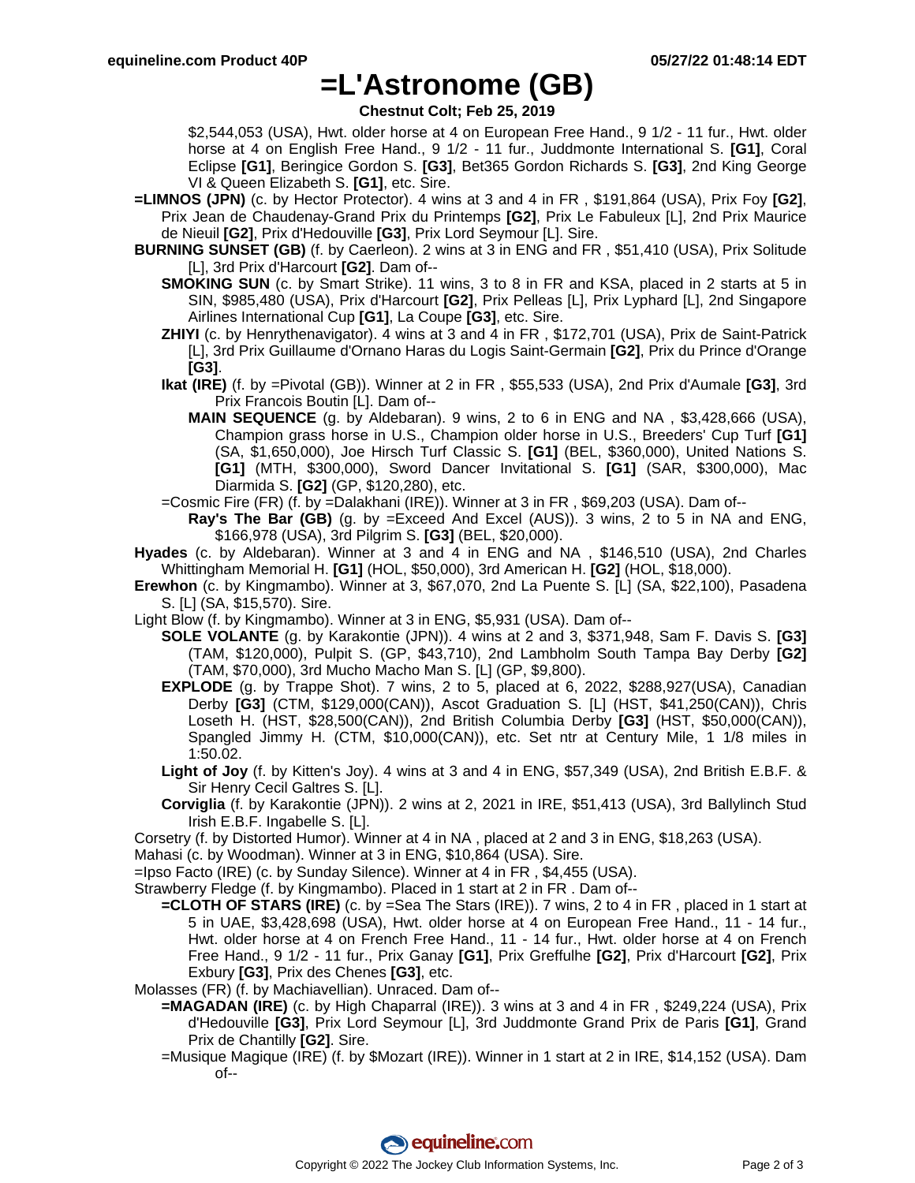# =L'Astronome (GB)

**Chestnut Colt; Feb 25, 2019**

$2,544,053 (USA), Hwt. older horse at 4 on European Free Hand., 9 1/2 - 11 fur., Hwt. older horse at 4 on English Free Hand., 9 1/2 - 11 fur., Juddmonte International S. **[G1]**, Coral Eclipse **[G1]**, Beringice Gordon S. **[G3]**, Bet365 Gordon Richards S. **[G3]**, 2nd King George VI & Queen Elizabeth S. **[G1]**, etc. Sire.

**=LIMNOS (JPN)** (c. by Hector Protector). 4 wins at 3 and 4 in FR , $191,864 (USA), Prix Foy **[G2]**, Prix Jean de Chaudenay-Grand Prix du Printemps **[G2]**, Prix Le Fabuleux [L], 2nd Prix Maurice de Nieuil **[G2]**, Prix d'Hedouville **[G3]**, Prix Lord Seymour [L]. Sire.

**BURNING SUNSET (GB)** (f. by Caerleon). 2 wins at 3 in ENG and FR , $51,410 (USA), Prix Solitude [L], 3rd Prix d'Harcourt **[G2]**. Dam of--

- **SMOKING SUN** (c. by Smart Strike). 11 wins, 3 to 8 in FR and KSA, placed in 2 starts at 5 in SIN, $985,480 (USA), Prix d'Harcourt **[G2]**, Prix Pelleas [L], Prix Lyphard [L], 2nd Singapore Airlines International Cup **[G1]**, La Coupe **[G3]**, etc. Sire.
- **ZHIYI** (c. by Henrythenavigator). 4 wins at 3 and 4 in FR , $172,701 (USA), Prix de Saint-Patrick [L], 3rd Prix Guillaume d'Ornano Haras du Logis Saint-Germain **[G2]**, Prix du Prince d'Orange **[G3]**.
- **Ikat (IRE)** (f. by =Pivotal (GB)). Winner at 2 in FR , $55,533 (USA), 2nd Prix d'Aumale **[G3]**, 3rd Prix Francois Boutin [L]. Dam of--
  - **MAIN SEQUENCE** (g. by Aldebaran). 9 wins, 2 to 6 in ENG and NA , $3,428,666 (USA), Champion grass horse in U.S., Champion older horse in U.S., Breeders' Cup Turf **[G1]** (SA, $1,650,000), Joe Hirsch Turf Classic S. **[G1]** (BEL, $360,000), United Nations S. **[G1]** (MTH, $300,000), Sword Dancer Invitational S. **[G1]** (SAR, $300,000), Mac Diarmida S. **[G2]** (GP, $120,280), etc.
- =Cosmic Fire (FR) (f. by =Dalakhani (IRE)). Winner at 3 in FR , $69,203 (USA). Dam of--
  - **Ray's The Bar (GB)** (g. by =Exceed And Excel (AUS)). 3 wins, 2 to 5 in NA and ENG, $166,978 (USA), 3rd Pilgrim S. **[G3]** (BEL, $20,000).

**Hyades** (c. by Aldebaran). Winner at 3 and 4 in ENG and NA , $146,510 (USA), 2nd Charles Whittingham Memorial H. **[G1]** (HOL, $50,000), 3rd American H. **[G2]** (HOL, $18,000).

**Erewhon** (c. by Kingmambo). Winner at 3, $67,070, 2nd La Puente S. [L] (SA, $22,100), Pasadena S. [L] (SA, $15,570). Sire.

Light Blow (f. by Kingmambo). Winner at 3 in ENG, $5,931 (USA). Dam of--

- **SOLE VOLANTE** (g. by Karakontie (JPN)). 4 wins at 2 and 3, $371,948, Sam F. Davis S. **[G3]** (TAM, $120,000), Pulpit S. (GP, $43,710), 2nd Lambholm South Tampa Bay Derby **[G2]** (TAM, $70,000), 3rd Mucho Macho Man S. [L] (GP, $9,800).
- **EXPLODE** (g. by Trappe Shot). 7 wins, 2 to 5, placed at 6, 2022, $288,927(USA), Canadian Derby **[G3]** (CTM, $129,000(CAN)), Ascot Graduation S. [L] (HST, $41,250(CAN)), Chris Loseth H. (HST, $28,500(CAN)), 2nd British Columbia Derby **[G3]** (HST, $50,000(CAN)), Spangled Jimmy H. (CTM, $10,000(CAN)), etc. Set ntr at Century Mile, 1 1/8 miles in 1:50.02.
- **Light of Joy** (f. by Kitten's Joy). 4 wins at 3 and 4 in ENG, $57,349 (USA), 2nd British E.B.F. & Sir Henry Cecil Galtres S. [L].
- **Corviglia** (f. by Karakontie (JPN)). 2 wins at 2, 2021 in IRE, $51,413 (USA), 3rd Ballylinch Stud Irish E.B.F. Ingabelle S. [L].

Corsetry (f. by Distorted Humor). Winner at 4 in NA , placed at 2 and 3 in ENG, $18,263 (USA).

Mahasi (c. by Woodman). Winner at 3 in ENG, $10,864 (USA). Sire.

=Ipso Facto (IRE) (c. by Sunday Silence). Winner at 4 in FR , $4,455 (USA).

Strawberry Fledge (f. by Kingmambo). Placed in 1 start at 2 in FR . Dam of--

- **=CLOTH OF STARS (IRE)** (c. by =Sea The Stars (IRE)). 7 wins, 2 to 4 in FR , placed in 1 start at 5 in UAE, $3,428,698 (USA), Hwt. older horse at 4 on European Free Hand., 11 - 14 fur., Hwt. older horse at 4 on French Free Hand., 11 - 14 fur., Hwt. older horse at 4 on French Free Hand., 9 1/2 - 11 fur., Prix Ganay **[G1]**, Prix Greffulhe **[G2]**, Prix d'Harcourt **[G2]**, Prix Exbury **[G3]**, Prix des Chenes **[G3]**, etc.

Molasses (FR) (f. by Machiavellian). Unraced. Dam of--

- **=MAGADAN (IRE)** (c. by High Chaparral (IRE)). 3 wins at 3 and 4 in FR , $249,224 (USA), Prix d'Hedouville **[G3]**, Prix Lord Seymour [L], 3rd Juddmonte Grand Prix de Paris **[G1]**, Grand Prix de Chantilly **[G2]**. Sire.
- =Musique Magique (IRE) (f. by $Mozart (IRE)). Winner in 1 start at 2 in IRE, $14,152 (USA). Dam of--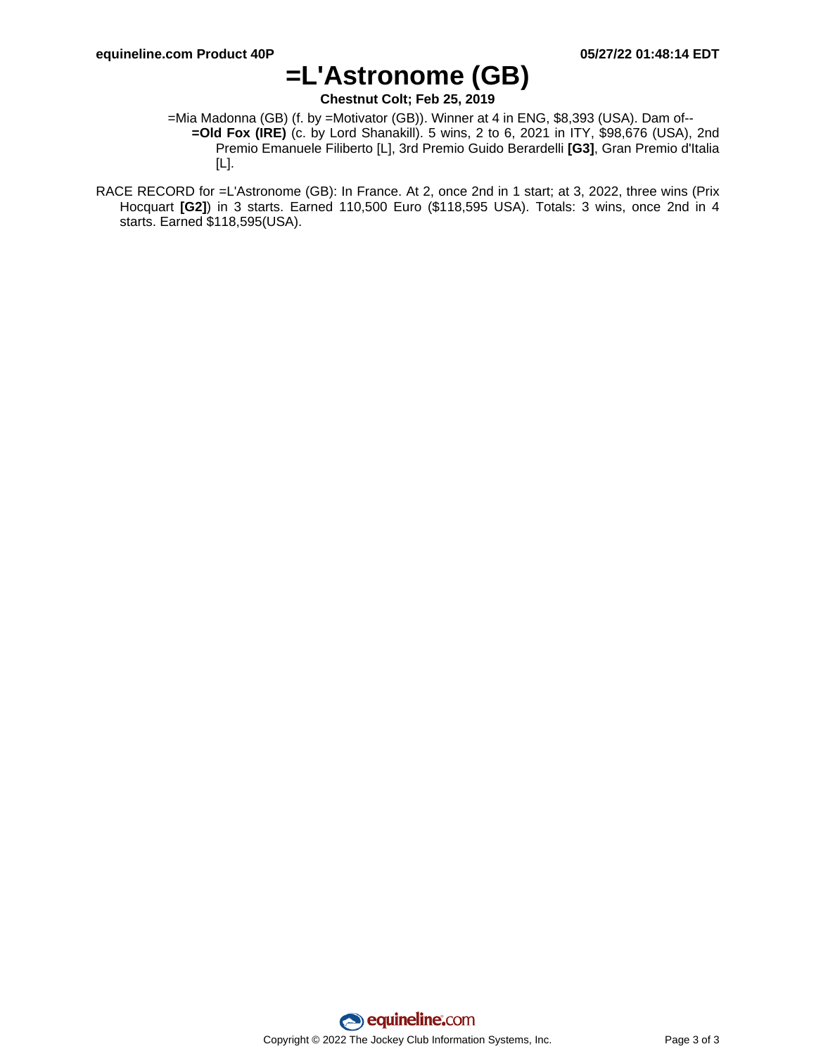# =L'Astronome (GB)

**Chestnut Colt; Feb 25, 2019**

=Mia Madonna (GB) (f. by =Motivator (GB)). Winner at 4 in ENG, $8,393 (USA). Dam of--

**=Old Fox (IRE)** (c. by Lord Shanakill). 5 wins, 2 to 6, 2021 in ITY, $98,676 (USA), 2nd Premio Emanuele Filiberto [L], 3rd Premio Guido Berardelli **[G3]**, Gran Premio d'Italia [L].

RACE RECORD for =L'Astronome (GB): In France. At 2, once 2nd in 1 start; at 3, 2022, three wins (Prix Hocquart **[G2]**) in 3 starts. Earned 110,500 Euro ($118,595 USA). Totals: 3 wins, once 2nd in 4 starts. Earned $118,595(USA).